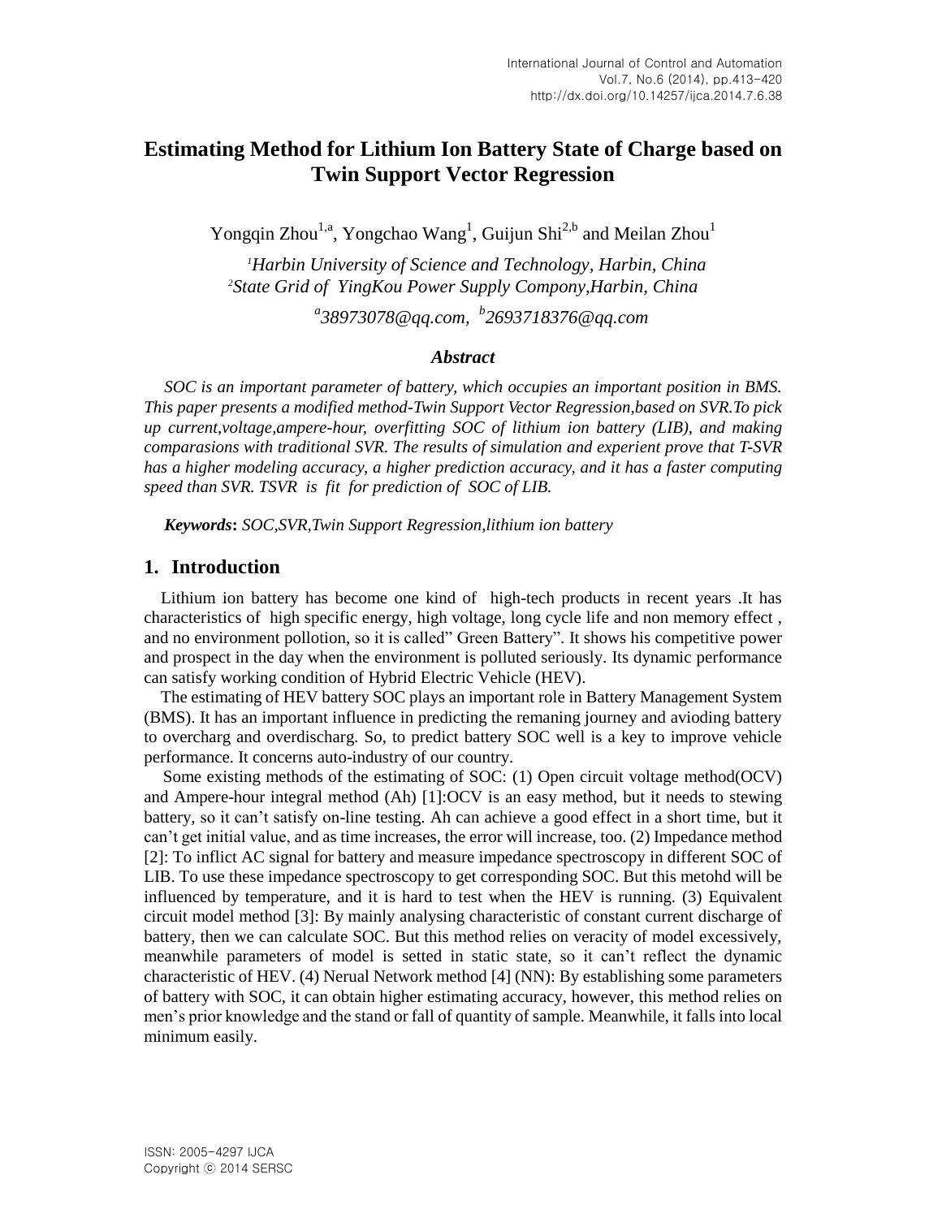# Estimating Method for Lithium Ion Battery State of Charge based on Twin Support Vector Regression

Yongqin Zhou[1,a], Yongchao Wang[1], Guijun Shi[2,b] and Meilan Zhou[1]

[1]*Harbin University of Science and Technology, Harbin, China*
[2]*State Grid of YingKou Power Supply Compony,Harbin, China*

[a]*38973078@qq.com*, [b]*2693718376@qq.com*

### *Abstract*

*SOC is an important parameter of battery, which occupies an important position in BMS. This paper presents a modified method-Twin Support Vector Regression,based on SVR.To pick up current,voltage,ampere-hour, overfitting SOC of lithium ion battery (LIB), and making comparasions with traditional SVR. The results of simulation and experient prove that T-SVR has a higher modeling accuracy, a higher prediction accuracy, and it has a faster computing speed than SVR. TSVR is fit for prediction of SOC of LIB.*

***Keywords*: *SOC,SVR,Twin Support Regression,lithium ion battery***

## 1. Introduction

Lithium ion battery has become one kind of high-tech products in recent years .It has characteristics of high specific energy, high voltage, long cycle life and non memory effect , and no environment pollotion, so it is called" Green Battery". It shows his competitive power and prospect in the day when the environment is polluted seriously. Its dynamic performance can satisfy working condition of Hybrid Electric Vehicle (HEV).

The estimating of HEV battery SOC plays an important role in Battery Management System (BMS). It has an important influence in predicting the remaning journey and avioding battery to overcharg and overdischarg. So, to predict battery SOC well is a key to improve vehicle performance. It concerns auto-industry of our country.

Some existing methods of the estimating of SOC: (1) Open circuit voltage method(OCV) and Ampere-hour integral method (Ah) [1]:OCV is an easy method, but it needs to stewing battery, so it can't satisfy on-line testing. Ah can achieve a good effect in a short time, but it can't get initial value, and as time increases, the error will increase, too. (2) Impedance method [2]: To inflict AC signal for battery and measure impedance spectroscopy in different SOC of LIB. To use these impedance spectroscopy to get corresponding SOC. But this metohd will be influenced by temperature, and it is hard to test when the HEV is running. (3) Equivalent circuit model method [3]: By mainly analysing characteristic of constant current discharge of battery, then we can calculate SOC. But this method relies on veracity of model excessively, meanwhile parameters of model is setted in static state, so it can't reflect the dynamic characteristic of HEV. (4) Nerual Network method [4] (NN): By establishing some parameters of battery with SOC, it can obtain higher estimating accuracy, however, this method relies on men's prior knowledge and the stand or fall of quantity of sample. Meanwhile, it falls into local minimum easily.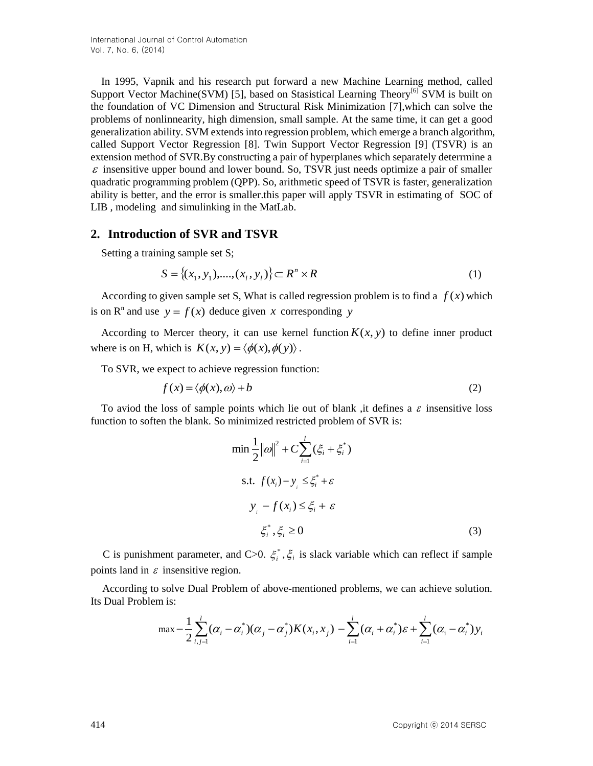In 1995, Vapnik and his research put forward a new Machine Learning method, called Support Vector Machine(SVM) [5], based on Stasistical Learning Theory[6] SVM is built on the foundation of VC Dimension and Structural Risk Minimization [7],which can solve the problems of nonlinnearity, high dimension, small sample. At the same time, it can get a good generalization ability. SVM extends into regression problem, which emerge a branch algorithm, called Support Vector Regression [8]. Twin Support Vector Regression [9] (TSVR) is an extension method of SVR.By constructing a pair of hyperplanes which separately deterrmine a $\varepsilon$ insensitive upper bound and lower bound. So, TSVR just needs optimize a pair of smaller quadratic programming problem (QPP). So, arithmetic speed of TSVR is faster, generalization ability is better, and the error is smaller.this paper will apply TSVR in estimating of SOC of LIB , modeling and simulinking in the MatLab.

## 2. Introduction of SVR and TSVR

Setting a training sample set S;

$$S = \{(x_1, y_1), ...., (x_l, y_l)\} \subset R^n \times R \tag{1}$$

According to given sample set S, What is called regression problem is to find a $f(x)$ which is on $R^n$ and use $y = f(x)$ deduce given $x$ corresponding $y$

According to Mercer theory, it can use kernel function $K(x, y)$ to define inner product where is on H, which is $K(x, y) = \langle \phi(x), \phi(y) \rangle$.

To SVR, we expect to achieve regression function:

$$f(x) = \langle \phi(x), \omega \rangle + b \tag{2}$$

To aviod the loss of sample points which lie out of blank ,it defines a $\varepsilon$ insensitive loss function to soften the blank. So minimized restricted problem of SVR is:

$$\begin{aligned} &\min \frac{1}{2}\|\omega\|^2 + C\sum_{i=1}^{l}(\xi_i + \xi_i^*) \\ &\text{s.t. } f(x_i) - y_i \le \xi_i^* + \varepsilon \\ &\quad y_i - f(x_i) \le \xi_i + \varepsilon \\ &\quad \xi_i^*, \xi_i \ge 0 \end{aligned} \tag{3}$$

C is punishment parameter, and C>0. $\xi_i^*, \xi_i$ is slack variable which can reflect if sample points land in $\varepsilon$ insensitive region.

According to solve Dual Problem of above-mentioned problems, we can achieve solution. Its Dual Problem is:

$$\max -\frac{1}{2}\sum_{i,j=1}^{l}(\alpha_i - \alpha_i^*)(\alpha_j - \alpha_j^*)K(x_i, x_j) - \sum_{i=1}^{l}(\alpha_i + \alpha_i^*)\varepsilon + \sum_{i=1}^{l}(\alpha_i - \alpha_i^*)y_i$$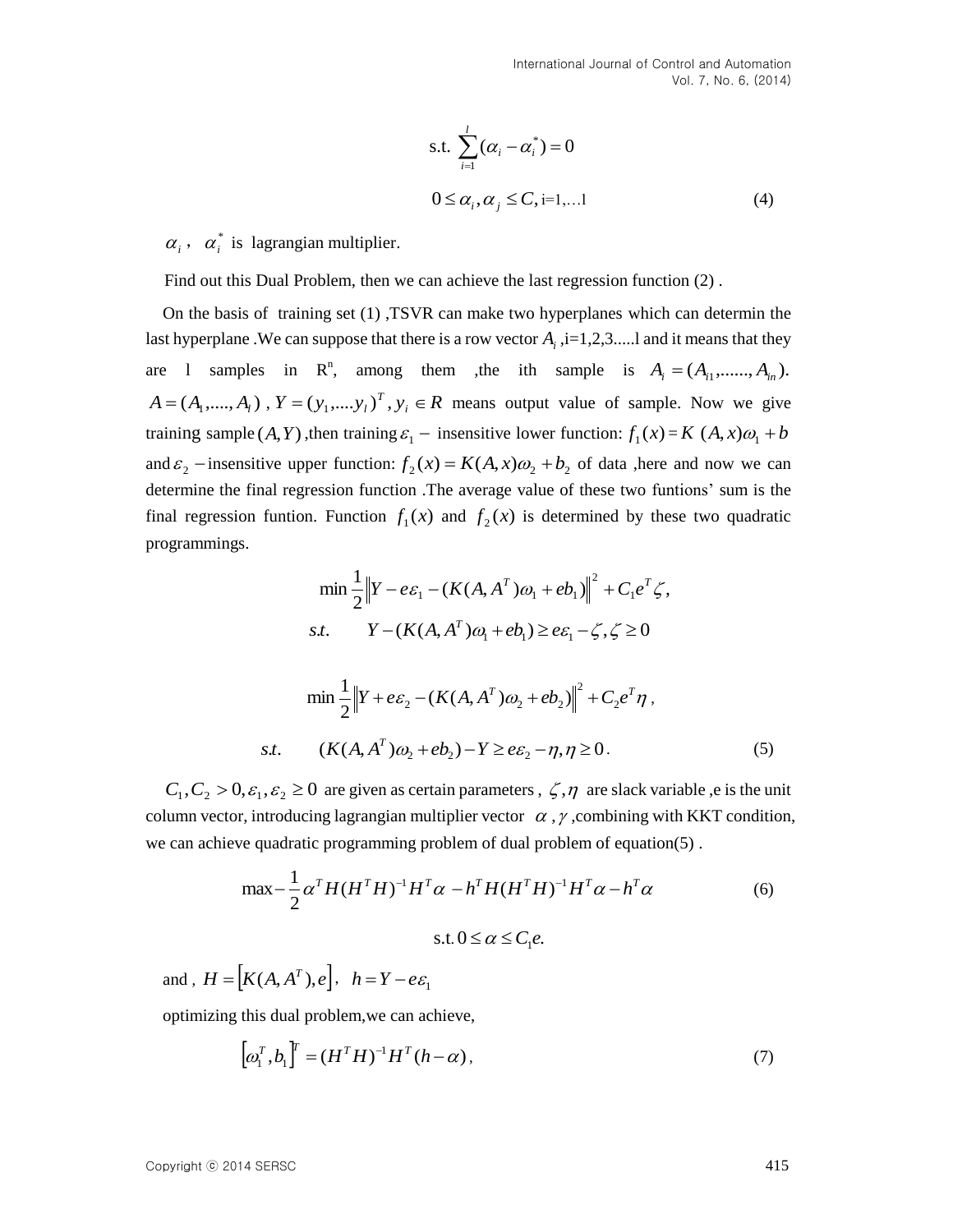$$\text{s.t. } \sum_{i=1}^{l}(\alpha_i - \alpha_i^*) = 0$$

$$0 \le \alpha_i, \alpha_j \le C, \text{i=1,…l} \tag{4}$$

$\alpha_i$ , $\alpha_i^*$ is lagrangian multiplier.

Find out this Dual Problem, then we can achieve the last regression function (2) .

On the basis of training set (1) ,TSVR can make two hyperplanes which can determin the last hyperplane .We can suppose that there is a row vector $A_i$ ,i=1,2,3.....l and it means that they are l samples in $R^n$, among them ,the ith sample is $A_i = (A_{i1},......, A_{in})$. $A = (A_1,...., A_l)$ , $Y = (y_1,....y_l)^T, y_i \in R$ means output value of sample. Now we give training sample $(A,Y)$ ,then training $\varepsilon_1 -$ insensitive lower function: $f_1(x) = K\ (A,x)\omega_1 + b$ and $\varepsilon_2 -$insensitive upper function: $f_2(x) = K(A,x)\omega_2 + b_2$ of data ,here and now we can determine the final regression function .The average value of these two funtions' sum is the final regression funtion. Function $f_1(x)$ and $f_2(x)$ is determined by these two quadratic programmings.

$$\min \frac{1}{2}\left\|Y - e\varepsilon_1 - (K(A,A^T)\omega_1 + eb_1)\right\|^2 + C_1 e^T \zeta,$$
$$s.t. \qquad Y - (K(A,A^T)\omega_1 + eb_1) \ge e\varepsilon_1 - \zeta, \zeta \ge 0$$

$$\min \frac{1}{2}\left\|Y + e\varepsilon_2 - (K(A,A^T)\omega_2 + eb_2)\right\|^2 + C_2 e^T \eta ,$$
$$s.t. \qquad (K(A,A^T)\omega_2 + eb_2) - Y \ge e\varepsilon_2 - \eta, \eta \ge 0 . \tag{5}$$

$C_1, C_2 > 0, \varepsilon_1, \varepsilon_2 \ge 0$ are given as certain parameters , $\zeta, \eta$ are slack variable ,e is the unit column vector, introducing lagrangian multiplier vector $\alpha$ , $\gamma$ ,combining with KKT condition, we can achieve quadratic programming problem of dual problem of equation(5) .

$$\max -\frac{1}{2}\alpha^T H(H^T H)^{-1} H^T \alpha - h^T H(H^T H)^{-1} H^T \alpha - h^T \alpha \tag{6}$$

$$\text{s.t. } 0 \le \alpha \le C_1 e.$$

and , $H = \left[K(A,A^T), e\right]$, $h = Y - e\varepsilon_1$

optimizing this dual problem,we can achieve,

$$\left[\omega_1^T, b_1\right]^T = (H^T H)^{-1} H^T (h - \alpha) , \tag{7}$$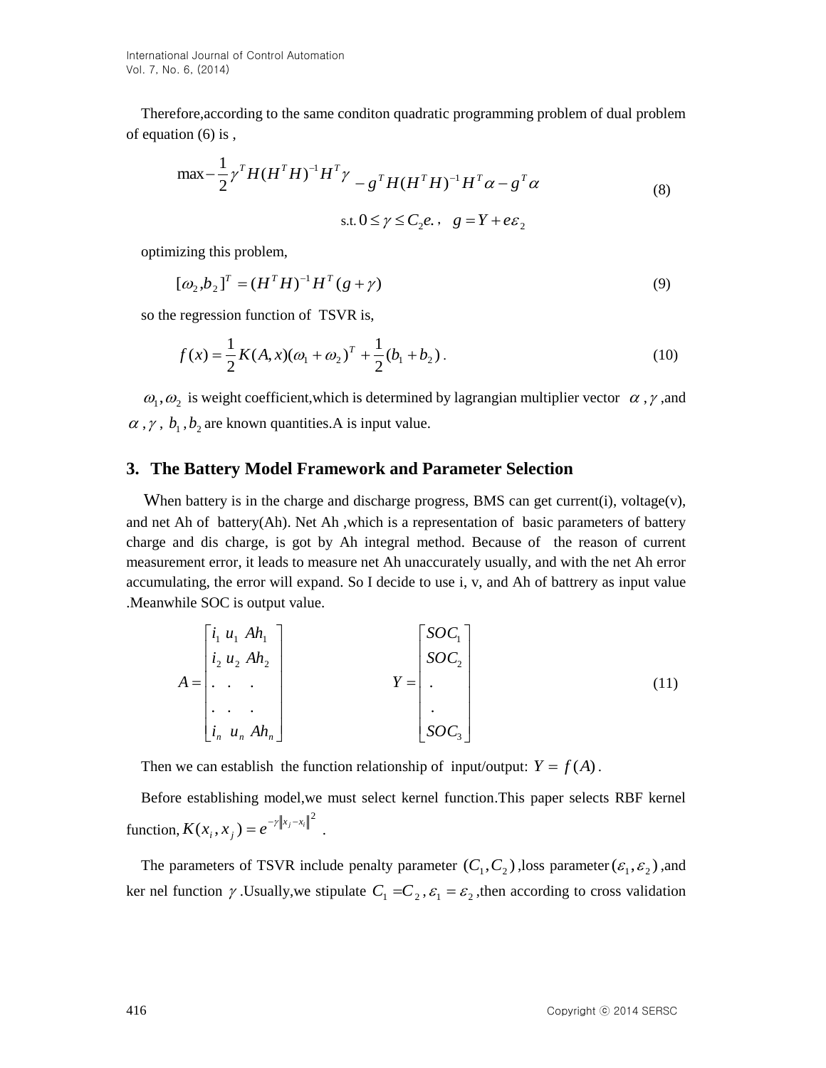Therefore,according to the same conditon quadratic programming problem of dual problem of equation (6) is ,

$$\max -\frac{1}{2}\gamma^T H(H^T H)^{-1} H^T \gamma - g^T H(H^T H)^{-1} H^T \alpha - g^T \alpha \tag{8}$$

$$\text{s.t. } 0 \le \gamma \le C_2 e., \quad g = Y + e\varepsilon_2$$

optimizing this problem,

$$[\omega_2, b_2]^T = (H^T H)^{-1} H^T (g + \gamma) \tag{9}$$

so the regression function of TSVR is,

$$f(x) = \frac{1}{2} K(A, x)(\omega_1 + \omega_2)^T + \frac{1}{2}(b_1 + b_2) . \tag{10}$$

$\omega_1, \omega_2$ is weight coefficient,which is determined by lagrangian multiplier vector $\alpha$ , $\gamma$ ,and $\alpha$ , $\gamma$ , $b_1$ , $b_2$ are known quantities.A is input value.

## 3. The Battery Model Framework and Parameter Selection

When battery is in the charge and discharge progress, BMS can get current(i), voltage(v), and net Ah of battery(Ah). Net Ah ,which is a representation of basic parameters of battery charge and dis charge, is got by Ah integral method. Because of the reason of current measurement error, it leads to measure net Ah unaccurately usually, and with the net Ah error accumulating, the error will expand. So I decide to use i, v, and Ah of battrery as input value .Meanwhile SOC is output value.

$$A = \begin{bmatrix} i_1 \ u_1 \ Ah_1 \\ i_2 \ u_2 \ Ah_2 \\ . \quad . \quad . \\ . \quad . \quad . \\ i_n \ u_n \ Ah_n \end{bmatrix} \qquad Y = \begin{bmatrix} SOC_1 \\ SOC_2 \\ . \\ . \\ SOC_3 \end{bmatrix} \tag{11}$$

Then we can establish the function relationship of input/output: $Y = f(A)$ .

Before establishing model,we must select kernel function.This paper selects RBF kernel function, $K(x_i, x_j) = e^{-\gamma \|x_j - x_i\|^2}$ .

The parameters of TSVR include penalty parameter $(C_1, C_2)$ ,loss parameter $(\varepsilon_1, \varepsilon_2)$ ,and ker nel function $\gamma$ .Usually,we stipulate $C_1 = C_2$ , $\varepsilon_1 = \varepsilon_2$ ,then according to cross validation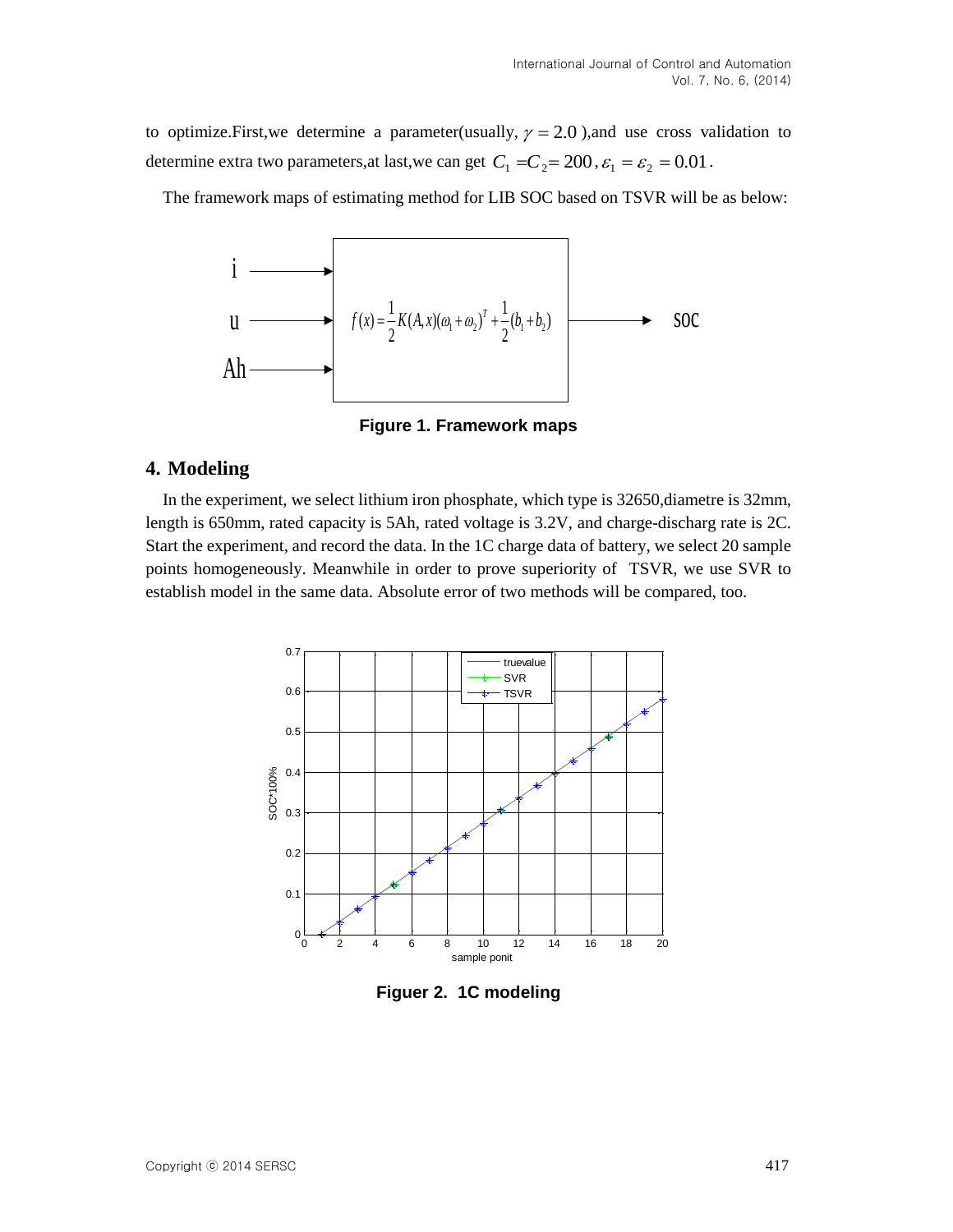to optimize.First,we determine a parameter(usually, $\gamma = 2.0$ ),and use cross validation to determine extra two parameters,at last,we can get $C_1 = C_2 = 200$ , $\varepsilon_1 = \varepsilon_2 = 0.01$.

The framework maps of estimating method for LIB SOC based on TSVR will be as below:

$$f(x) = \frac{1}{2}K(A,x)(\omega_1 + \omega_2)^T + \frac{1}{2}(b_1 + b_2)$$

**Figure 1. Framework maps**

## 4. Modeling

In the experiment, we select lithium iron phosphate, which type is 32650,diametre is 32mm, length is 650mm, rated capacity is 5Ah, rated voltage is 3.2V, and charge-discharg rate is 2C. Start the experiment, and record the data. In the 1C charge data of battery, we select 20 sample points homogeneously. Meanwhile in order to prove superiority of TSVR, we use SVR to establish model in the same data. Absolute error of two methods will be compared, too.

**Figuer 2. 1C modeling**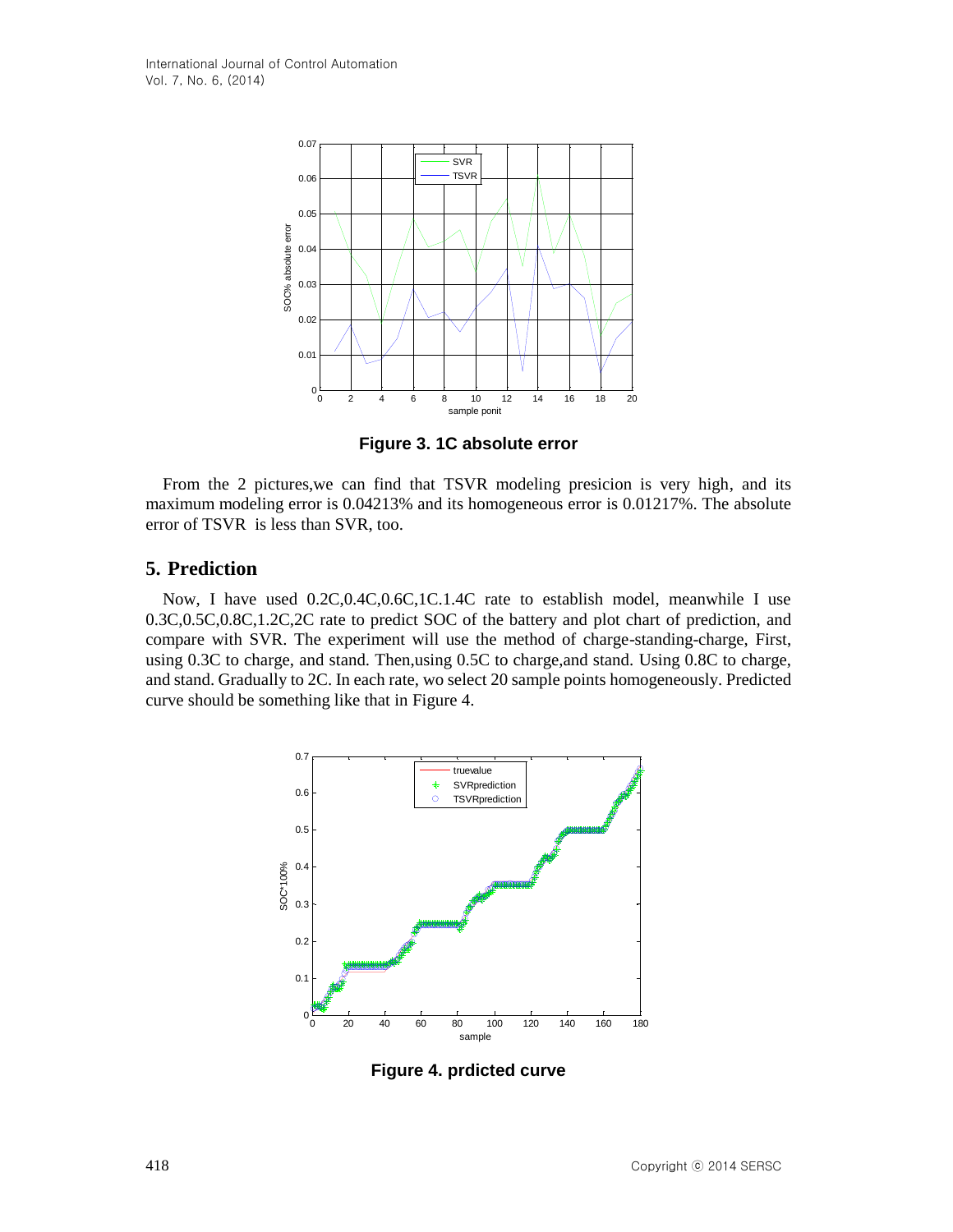Figure 3. 1C absolute error

From the 2 pictures,we can find that TSVR modeling presicion is very high, and its maximum modeling error is 0.04213% and its homogeneous error is 0.01217%. The absolute error of TSVR is less than SVR, too.

## 5. Prediction

Now, I have used 0.2C,0.4C,0.6C,1C.1.4C rate to establish model, meanwhile I use 0.3C,0.5C,0.8C,1.2C,2C rate to predict SOC of the battery and plot chart of prediction, and compare with SVR. The experiment will use the method of charge-standing-charge, First, using 0.3C to charge, and stand. Then,using 0.5C to charge,and stand. Using 0.8C to charge, and stand. Gradually to 2C. In each rate, wo select 20 sample points homogeneously. Predicted curve should be something like that in Figure 4.

Figure 4. prdicted curve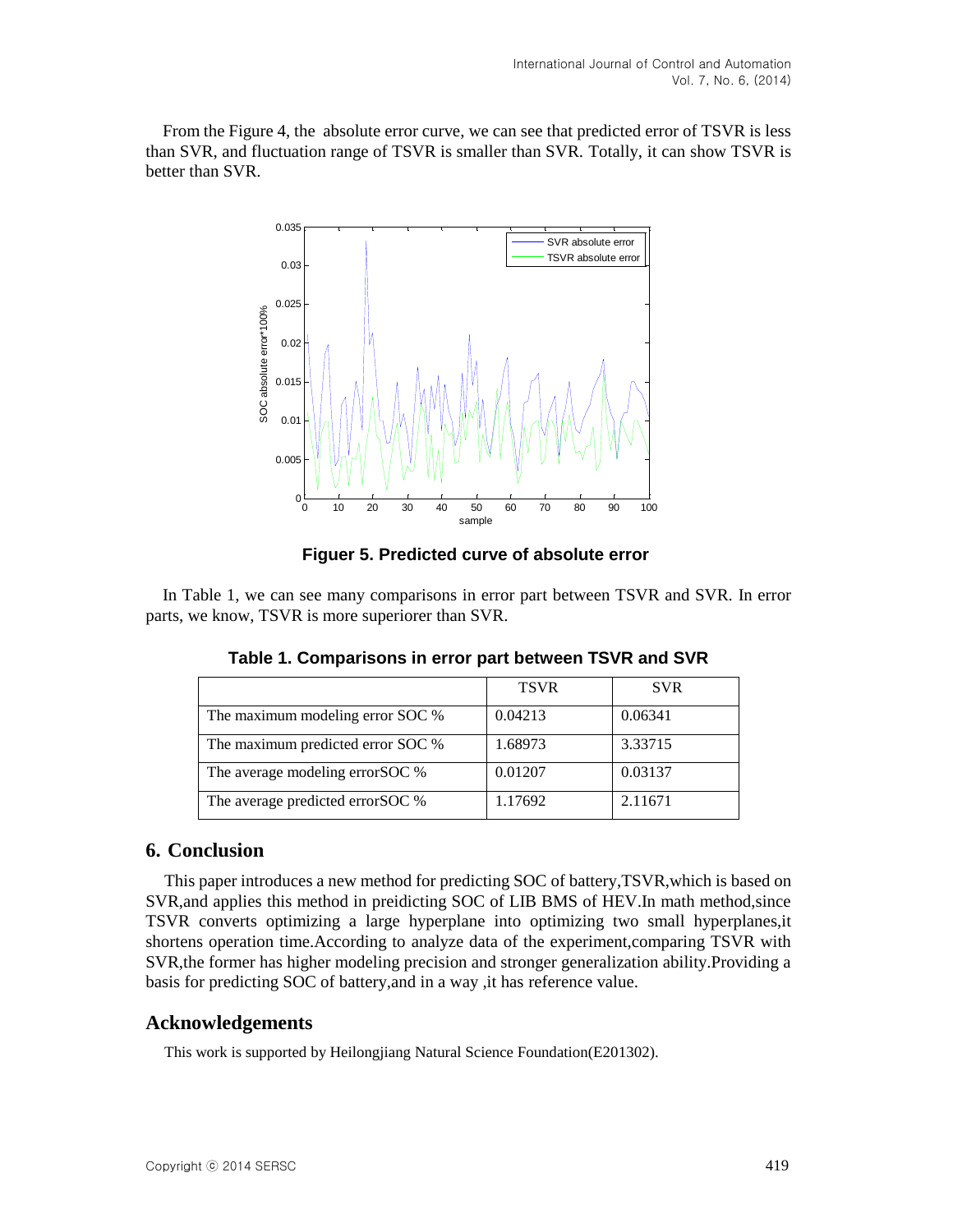From the Figure 4, the absolute error curve, we can see that predicted error of TSVR is less than SVR, and fluctuation range of TSVR is smaller than SVR. Totally, it can show TSVR is better than SVR.

**Figuer 5. Predicted curve of absolute error**

In Table 1, we can see many comparisons in error part between TSVR and SVR. In error parts, we know, TSVR is more superiorer than SVR.

**Table 1. Comparisons in error part between TSVR and SVR**

| | TSVR | SVR |
|---|---|---|
| The maximum modeling error SOC % | 0.04213 | 0.06341 |
| The maximum predicted error SOC % | 1.68973 | 3.33715 |
| The average modeling errorSOC % | 0.01207 | 0.03137 |
| The average predicted errorSOC % | 1.17692 | 2.11671 |

## 6. Conclusion

This paper introduces a new method for predicting SOC of battery,TSVR,which is based on SVR,and applies this method in preidicting SOC of LIB BMS of HEV.In math method,since TSVR converts optimizing a large hyperplane into optimizing two small hyperplanes,it shortens operation time.According to analyze data of the experiment,comparing TSVR with SVR,the former has higher modeling precision and stronger generalization ability.Providing a basis for predicting SOC of battery,and in a way ,it has reference value.

## Acknowledgements

This work is supported by Heilongjiang Natural Science Foundation(E201302).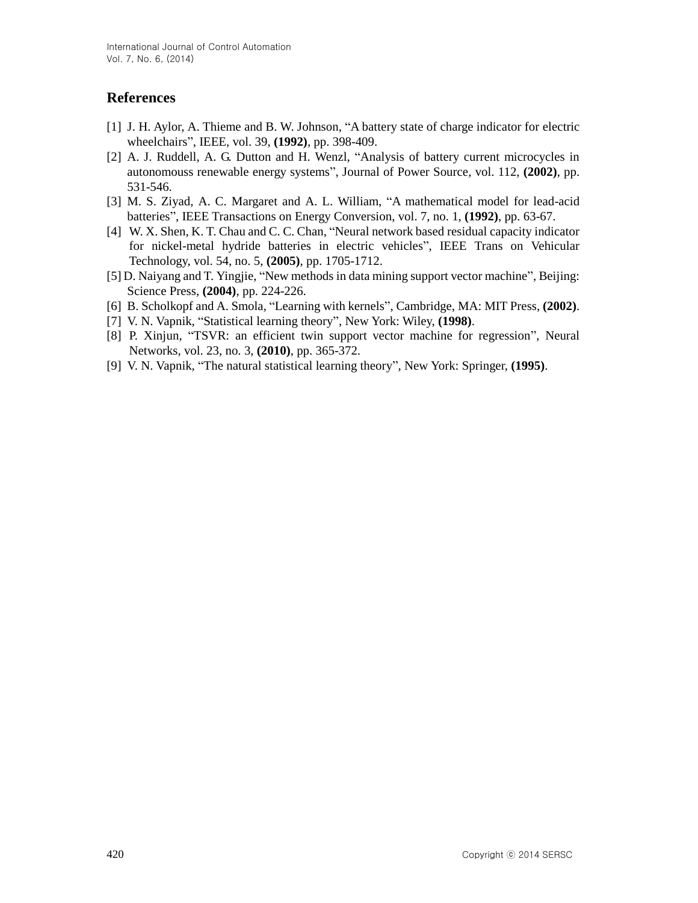## References

[1] J. H. Aylor, A. Thieme and B. W. Johnson, “A battery state of charge indicator for electric wheelchairs”, IEEE, vol. 39, **(1992)**, pp. 398-409.

[2] A. J. Ruddell, A. G. Dutton and H. Wenzl, “Analysis of battery current microcycles in autonomouss renewable energy systems”, Journal of Power Source, vol. 112, **(2002)**, pp. 531-546.

[3] M. S. Ziyad, A. C. Margaret and A. L. William, “A mathematical model for lead-acid batteries”, IEEE Transactions on Energy Conversion, vol. 7, no. 1, **(1992)**, pp. 63-67.

[4] W. X. Shen, K. T. Chau and C. C. Chan, “Neural network based residual capacity indicator for nickel-metal hydride batteries in electric vehicles”, IEEE Trans on Vehicular Technology, vol. 54, no. 5, **(2005)**, pp. 1705-1712.

[5] D. Naiyang and T. Yingjie, “New methods in data mining support vector machine”, Beijing: Science Press, **(2004)**, pp. 224-226.

[6] B. Scholkopf and A. Smola, “Learning with kernels”, Cambridge, MA: MIT Press, **(2002)**.

[7] V. N. Vapnik, “Statistical learning theory”, New York: Wiley, **(1998)**.

[8] P. Xinjun, “TSVR: an efficient twin support vector machine for regression”, Neural Networks, vol. 23, no. 3, **(2010)**, pp. 365-372.

[9] V. N. Vapnik, “The natural statistical learning theory”, New York: Springer, **(1995)**.